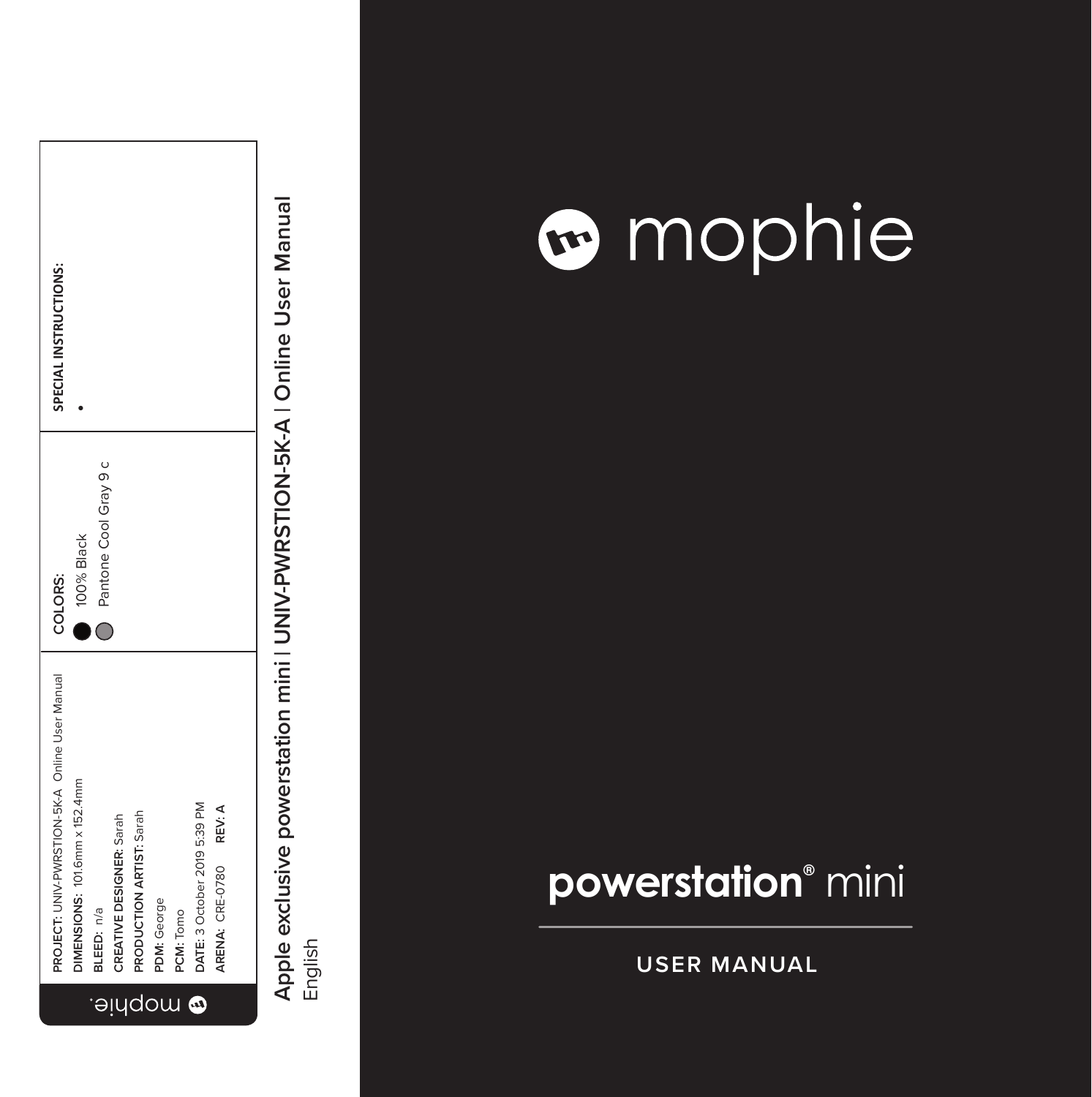mophie

PROJECT: UNIV-PWRSTION-5K-A Online User Manual
DIMENSIONS: 101.6mm x 152.4mm
BLEED: n/a
CREATIVE DESIGNER: Sarah
PRODUCTION ARTIST: Sarah
PDM: George
PCM: Tomo
DATE: 3 October 2019 5:39 PM
ARENA: CRE-0780 **REV: A**

**COLORS:**

- 100% Black
- Pantone Cool Gray 9 c

**SPECIAL INSTRUCTIONS:**

•

Apple exclusive powerstation mini | **UNIV-PWRSTION-5K-A | Online User Manual**

English

mophie

# **powerstation**® mini

## USER MANUAL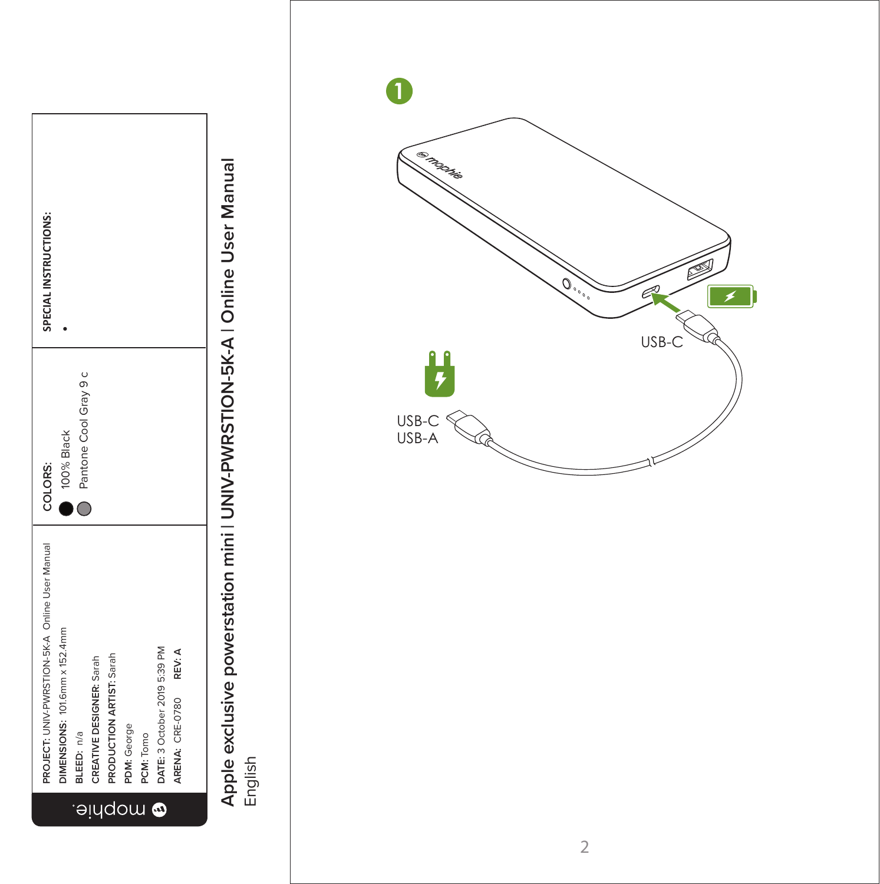PROJECT: UNIV-PWRSTION-5K-A Online User Manual
DIMENSIONS: 101.6mm x 152.4mm
BLEED: n/a
CREATIVE DESIGNER: Sarah
PRODUCTION ARTIST: Sarah
PDM: George
PCM: Tomo
DATE: 3 October 2019 5:39 PM
ARENA: CRE-0780 REV: A

COLORS:
- 100% Black
- Pantone Cool Gray 9 c

SPECIAL INSTRUCTIONS:
- 

# Apple exclusive powerstation mini | UNIV-PWRSTION-5K-A | Online User Manual

English

1

USB-C

USB-C
USB-A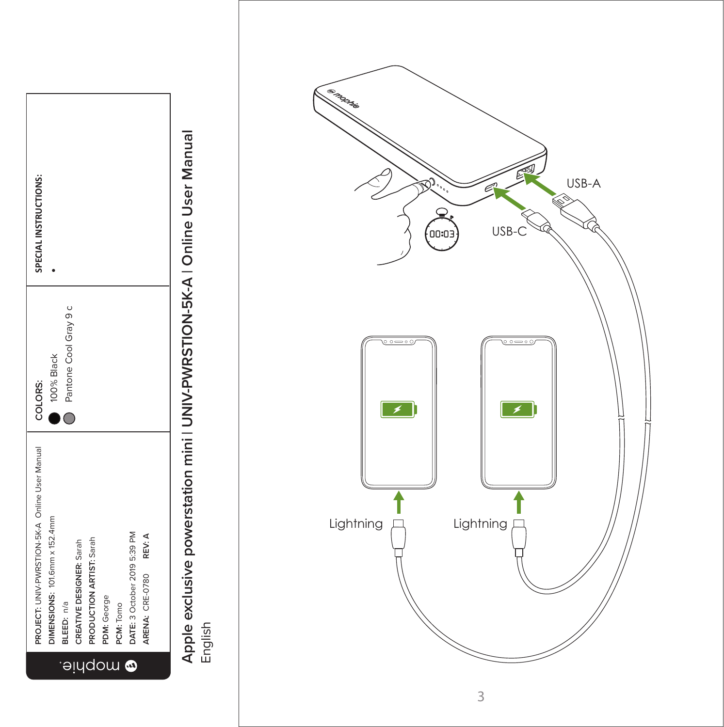mophie.

PROJECT: UNIV-PWRSTION-5K-A Online User Manual
DIMENSIONS: 101.6mm x 152.4mm
BLEED: n/a
CREATIVE DESIGNER: Sarah
PRODUCTION ARTIST: Sarah
PDM: George
PCM: Tomo
DATE: 3 October 2019 5:39 PM
ARENA: CRE-0780 **REV: A**

**COLORS:**
- 100% Black
- Pantone Cool Gray 9 c

**SPECIAL INSTRUCTIONS:**
- 

**Apple exclusive powerstation mini | UNIV-PWRSTION-5K-A | Online User Manual**
English

00:03

USB-A

USB-C

Lightning

Lightning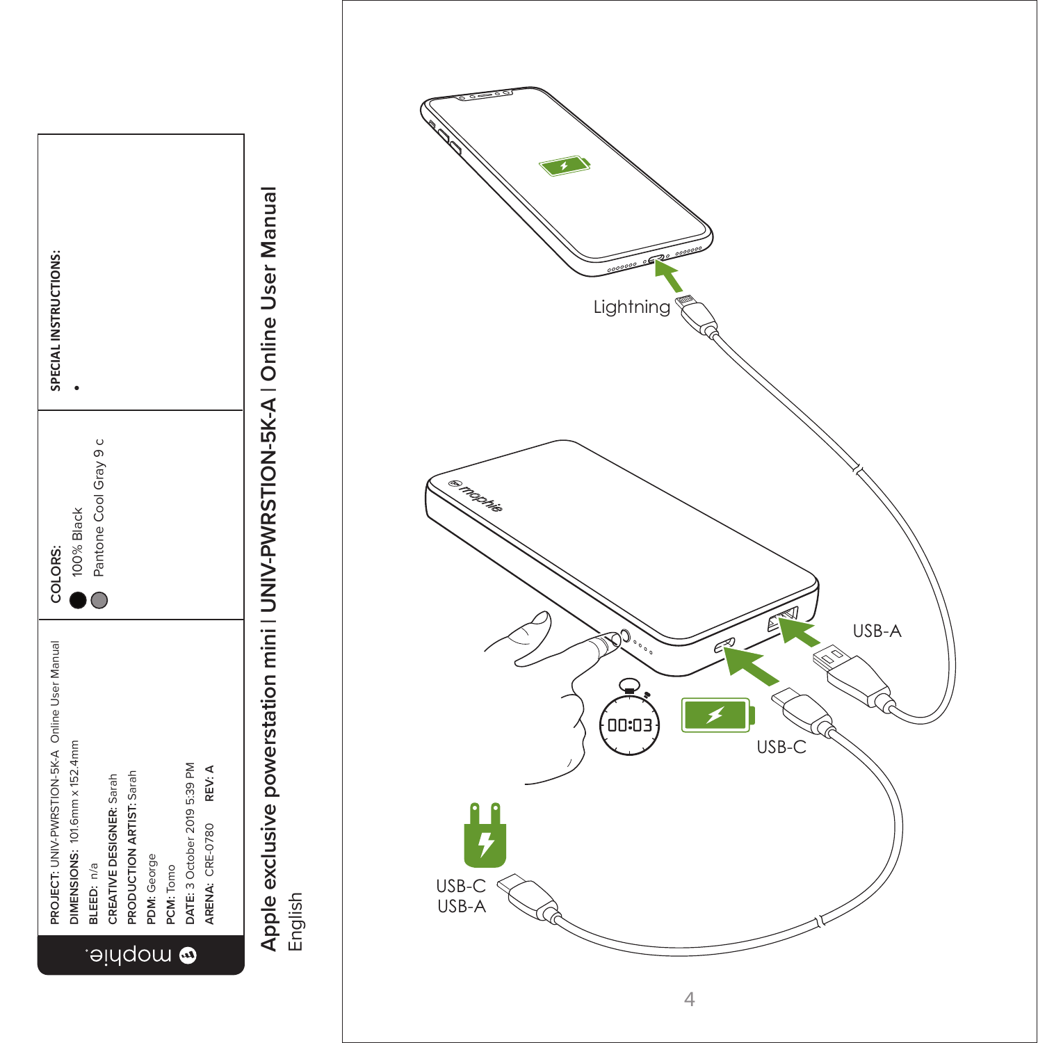**PROJECT:** UNIV-PWRSTION-5K-A Online User Manual
**DIMENSIONS:** 101.6mm x 152.4mm
**BLEED:** n/a
**CREATIVE DESIGNER:** Sarah
**PRODUCTION ARTIST:** Sarah
**PDM:** George
**PCM:** Tomo
**DATE:** 3 October 2019 5:39 PM
**ARENA:** CRE-0780 **REV: A**

**COLORS:**
- 100% Black
- Pantone Cool Gray 9 c

**SPECIAL INSTRUCTIONS:**
- 

Apple exclusive powerstation mini | **UNIV-PWRSTION-5K-A | Online User Manual**
English

Lightning

USB-A

USB-C

00:03

USB-C
USB-A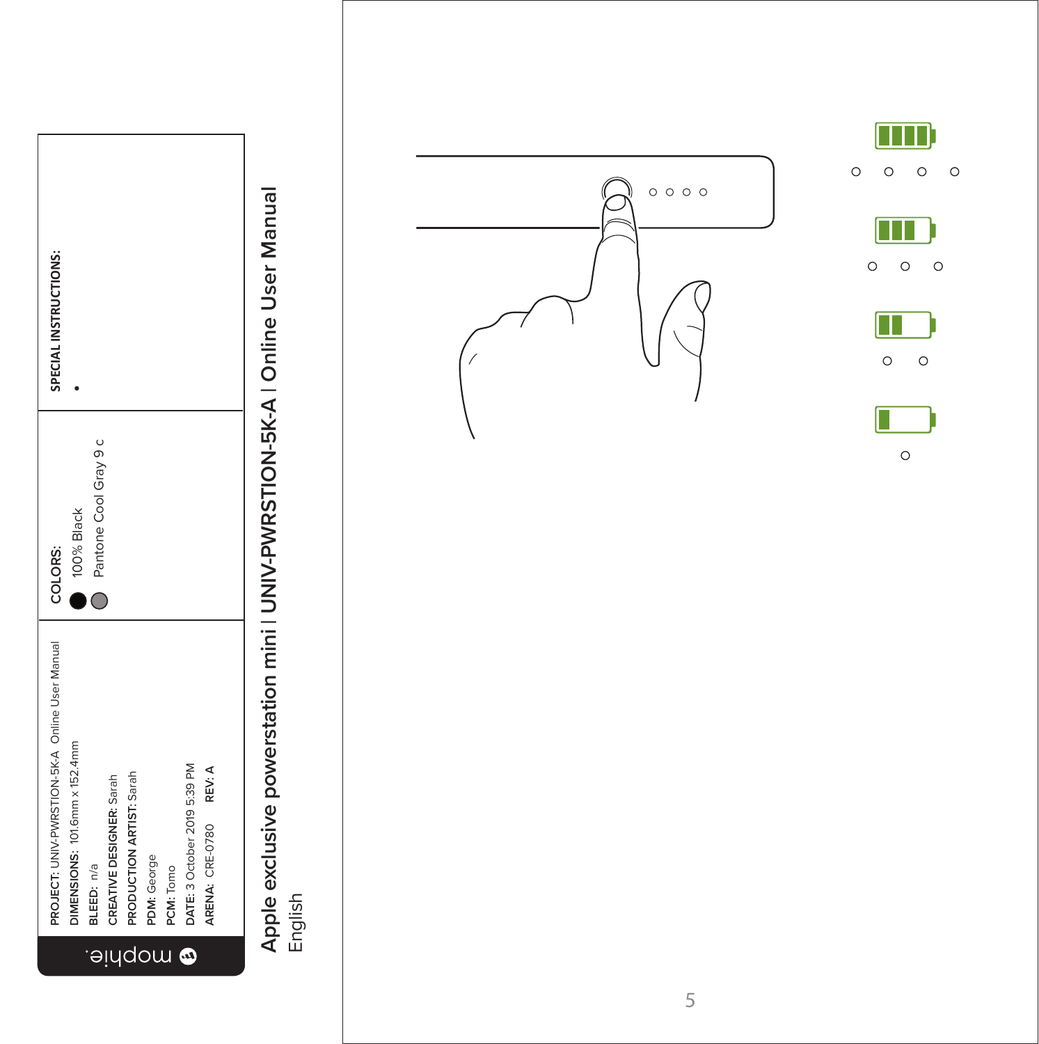**PROJECT:** UNIV-PWRSTION-5K-A Online User Manual
**DIMENSIONS:** 101.6mm x 152.4mm
**BLEED:** n/a
**CREATIVE DESIGNER:** Sarah
**PRODUCTION ARTIST:** Sarah
**PDM:** George
**PCM:** Tomo
**DATE:** 3 October 2019 5:39 PM
**ARENA:** CRE-0780 **REV: A**

**COLORS:**
- 100% Black
- Pantone Cool Gray 9 c

**SPECIAL INSTRUCTIONS:**
-

# Apple exclusive powerstation mini | UNIV-PWRSTION-5K-A | Online User Manual

English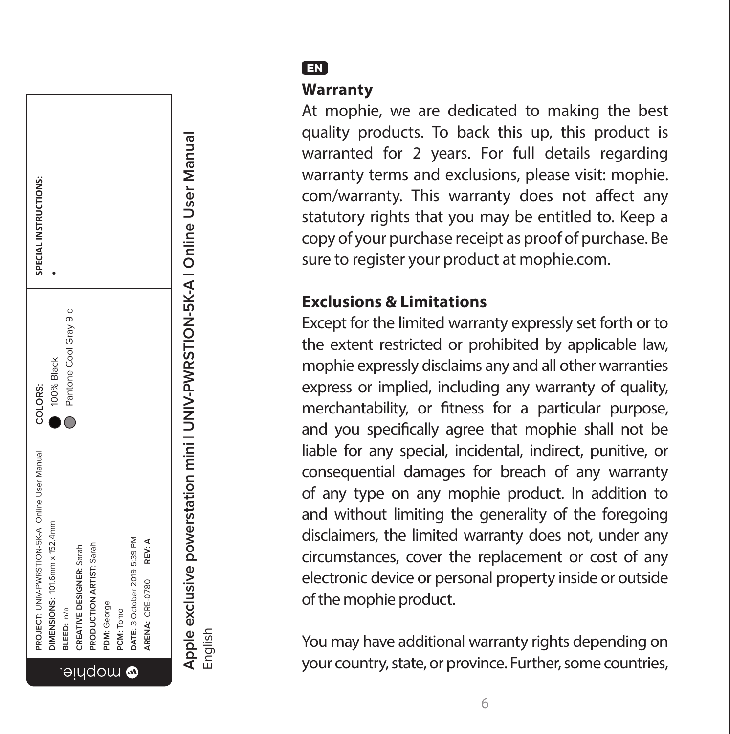EN

## Warranty

At mophie, we are dedicated to making the best quality products. To back this up, this product is warranted for 2 years. For full details regarding warranty terms and exclusions, please visit: mophie.com/warranty. This warranty does not affect any statutory rights that you may be entitled to. Keep a copy of your purchase receipt as proof of purchase. Be sure to register your product at mophie.com.

## Exclusions & Limitations

Except for the limited warranty expressly set forth or to the extent restricted or prohibited by applicable law, mophie expressly disclaims any and all other warranties express or implied, including any warranty of quality, merchantability, or fitness for a particular purpose, and you specifically agree that mophie shall not be liable for any special, incidental, indirect, punitive, or consequential damages for breach of any warranty of any type on any mophie product. In addition to and without limiting the generality of the foregoing disclaimers, the limited warranty does not, under any circumstances, cover the replacement or cost of any electronic device or personal property inside or outside of the mophie product.

You may have additional warranty rights depending on your country, state, or province. Further, some countries,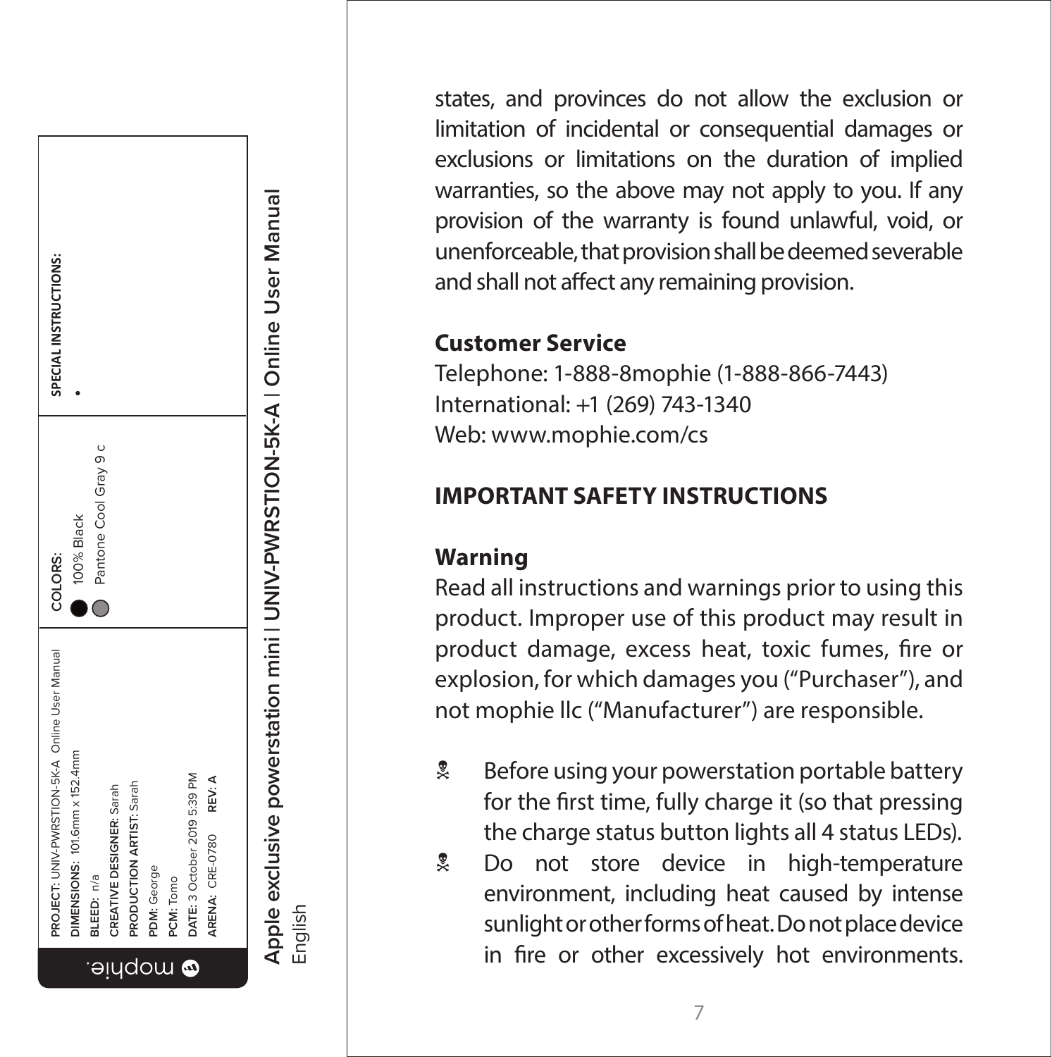states, and provinces do not allow the exclusion or limitation of incidental or consequential damages or exclusions or limitations on the duration of implied warranties, so the above may not apply to you. If any provision of the warranty is found unlawful, void, or unenforceable, that provision shall be deemed severable and shall not affect any remaining provision.

### Customer Service

Telephone: 1-888-8mophie (1-888-866-7443)
International: +1 (269) 743-1340
Web: www.mophie.com/cs

## IMPORTANT SAFETY INSTRUCTIONS

### Warning

Read all instructions and warnings prior to using this product. Improper use of this product may result in product damage, excess heat, toxic fumes, fire or explosion, for which damages you ("Purchaser"), and not mophie llc ("Manufacturer") are responsible.

- Before using your powerstation portable battery for the first time, fully charge it (so that pressing the charge status button lights all 4 status LEDs).
- Do not store device in high-temperature environment, including heat caused by intense sunlight or other forms of heat. Do not place device in fire or other excessively hot environments.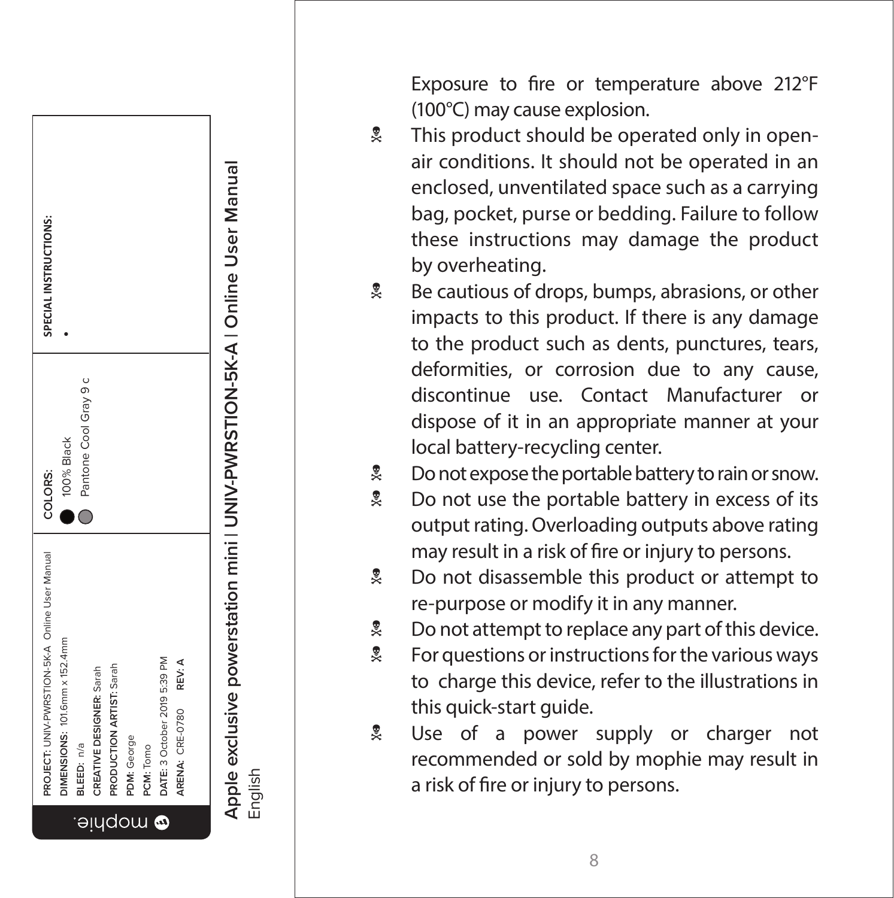Exposure to fire or temperature above 212°F (100°C) may cause explosion.

- This product should be operated only in open-air conditions. It should not be operated in an enclosed, unventilated space such as a carrying bag, pocket, purse or bedding. Failure to follow these instructions may damage the product by overheating.
- Be cautious of drops, bumps, abrasions, or other impacts to this product. If there is any damage to the product such as dents, punctures, tears, deformities, or corrosion due to any cause, discontinue use. Contact Manufacturer or dispose of it in an appropriate manner at your local battery-recycling center.
- Do not expose the portable battery to rain or snow.
- Do not use the portable battery in excess of its output rating. Overloading outputs above rating may result in a risk of fire or injury to persons.
- Do not disassemble this product or attempt to re-purpose or modify it in any manner.
- Do not attempt to replace any part of this device.
- For questions or instructions for the various ways to charge this device, refer to the illustrations in this quick-start guide.
- Use of a power supply or charger not recommended or sold by mophie may result in a risk of fire or injury to persons.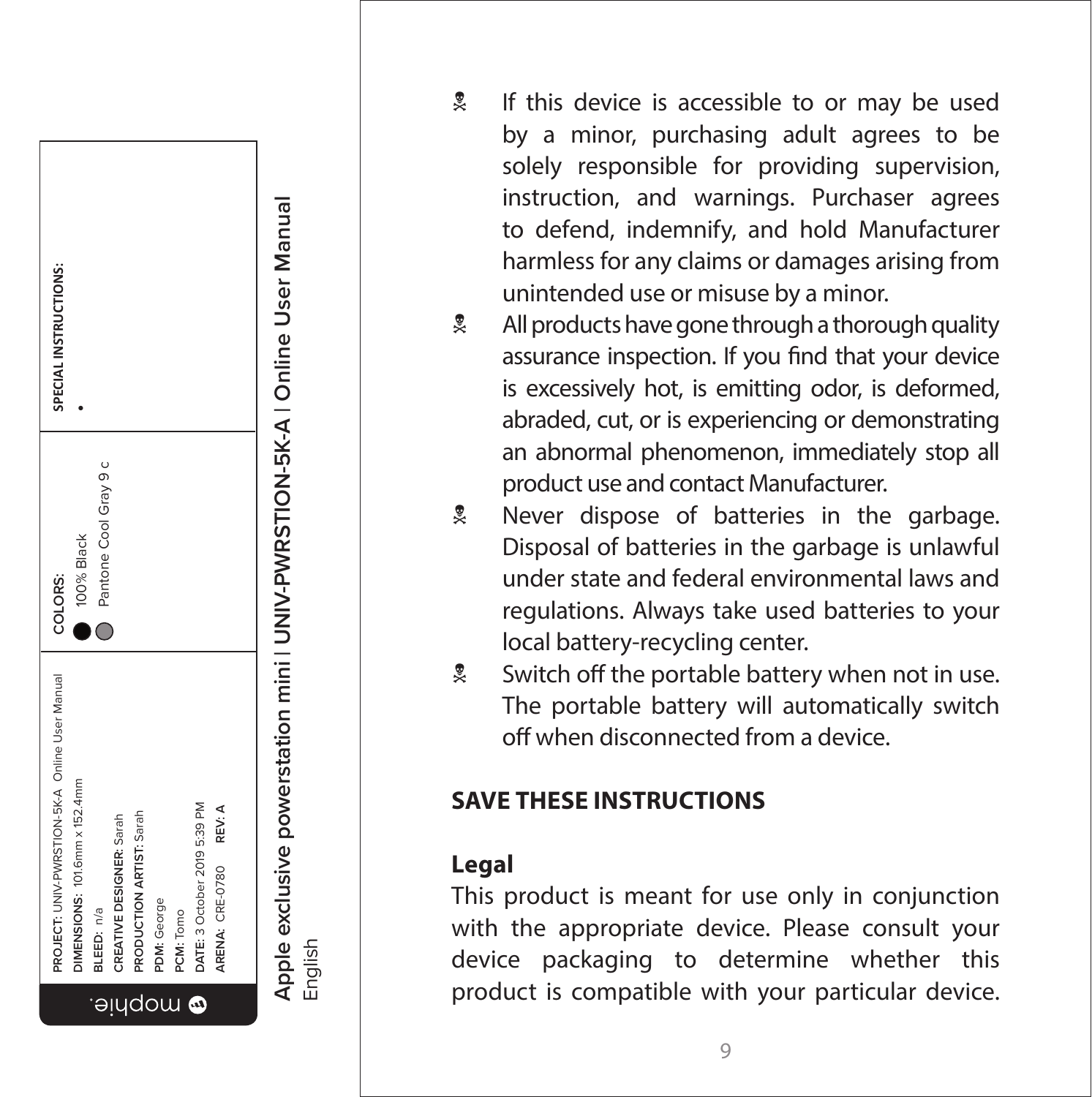PROJECT: UNIV-PWRSTION-5K-A Online User Manual
DIMENSIONS: 101.6mm x 152.4mm
BLEED: n/a
CREATIVE DESIGNER: Sarah
PRODUCTION ARTIST: Sarah
PDM: George
PCM: Tomo
DATE: 3 October 2019 5:39 PM
ARENA: CRE-0780 **REV: A**

COLORS:
100% Black
Pantone Cool Gray 9 c

SPECIAL INSTRUCTIONS:
•

Apple exclusive powerstation mini | UNIV-PWRSTION-5K-A | Online User Manual
English

- If this device is accessible to or may be used by a minor, purchasing adult agrees to be solely responsible for providing supervision, instruction, and warnings. Purchaser agrees to defend, indemnify, and hold Manufacturer harmless for any claims or damages arising from unintended use or misuse by a minor.
- All products have gone through a thorough quality assurance inspection. If you find that your device is excessively hot, is emitting odor, is deformed, abraded, cut, or is experiencing or demonstrating an abnormal phenomenon, immediately stop all product use and contact Manufacturer.
- Never dispose of batteries in the garbage. Disposal of batteries in the garbage is unlawful under state and federal environmental laws and regulations. Always take used batteries to your local battery-recycling center.
- Switch off the portable battery when not in use. The portable battery will automatically switch off when disconnected from a device.

**SAVE THESE INSTRUCTIONS**

**Legal**

This product is meant for use only in conjunction with the appropriate device. Please consult your device packaging to determine whether this product is compatible with your particular device.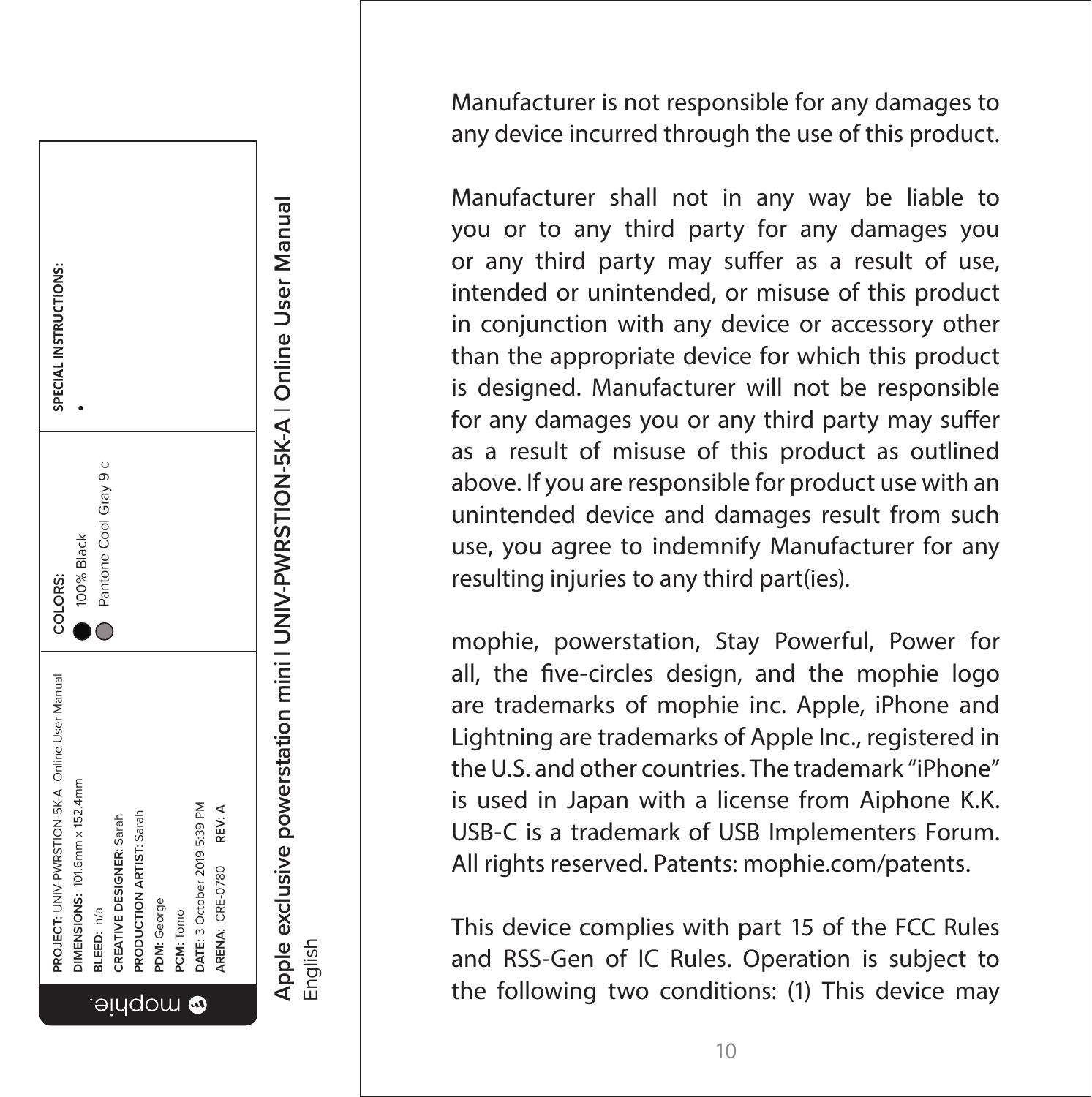Manufacturer is not responsible for any damages to any device incurred through the use of this product.

Manufacturer shall not in any way be liable to you or to any third party for any damages you or any third party may suffer as a result of use, intended or unintended, or misuse of this product in conjunction with any device or accessory other than the appropriate device for which this product is designed. Manufacturer will not be responsible for any damages you or any third party may suffer as a result of misuse of this product as outlined above. If you are responsible for product use with an unintended device and damages result from such use, you agree to indemnify Manufacturer for any resulting injuries to any third part(ies).

mophie, powerstation, Stay Powerful, Power for all, the five-circles design, and the mophie logo are trademarks of mophie inc. Apple, iPhone and Lightning are trademarks of Apple Inc., registered in the U.S. and other countries. The trademark “iPhone” is used in Japan with a license from Aiphone K.K. USB-C is a trademark of USB Implementers Forum. All rights reserved. Patents: mophie.com/patents.

This device complies with part 15 of the FCC Rules and RSS-Gen of IC Rules. Operation is subject to the following two conditions: (1) This device may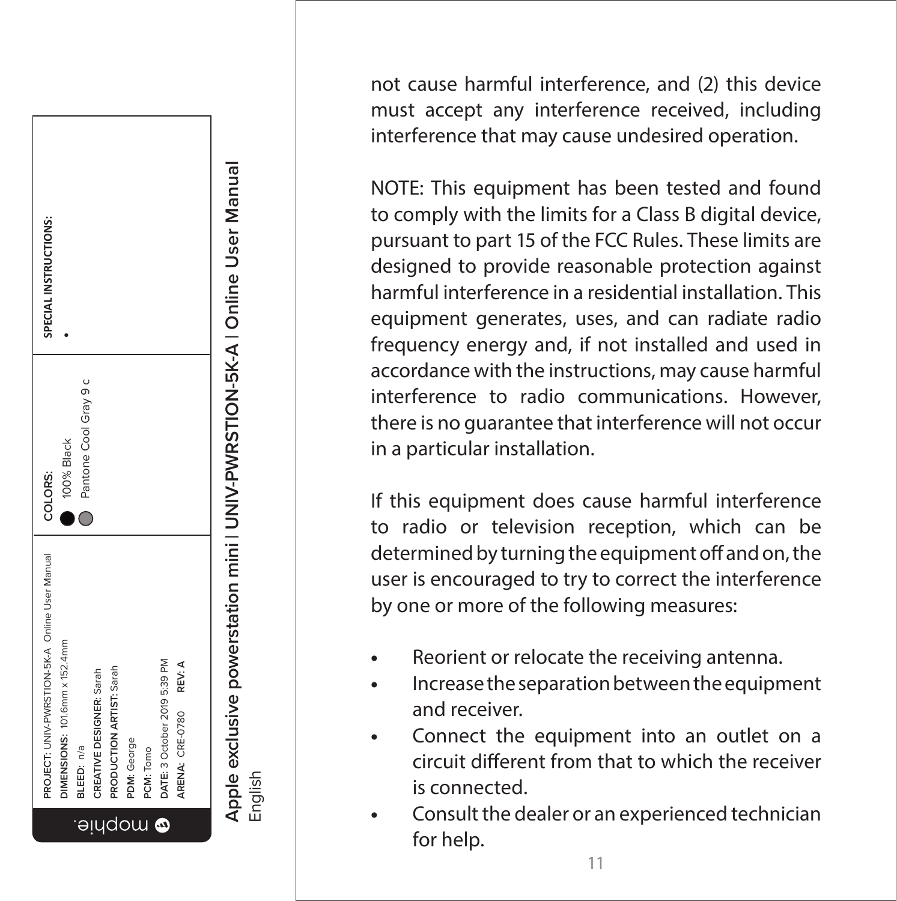not cause harmful interference, and (2) this device must accept any interference received, including interference that may cause undesired operation.

NOTE: This equipment has been tested and found to comply with the limits for a Class B digital device, pursuant to part 15 of the FCC Rules. These limits are designed to provide reasonable protection against harmful interference in a residential installation. This equipment generates, uses, and can radiate radio frequency energy and, if not installed and used in accordance with the instructions, may cause harmful interference to radio communications. However, there is no guarantee that interference will not occur in a particular installation.

If this equipment does cause harmful interference to radio or television reception, which can be determined by turning the equipment off and on, the user is encouraged to try to correct the interference by one or more of the following measures:

- Reorient or relocate the receiving antenna.
- Increase the separation between the equipment and receiver.
- Connect the equipment into an outlet on a circuit different from that to which the receiver is connected.
- Consult the dealer or an experienced technician for help.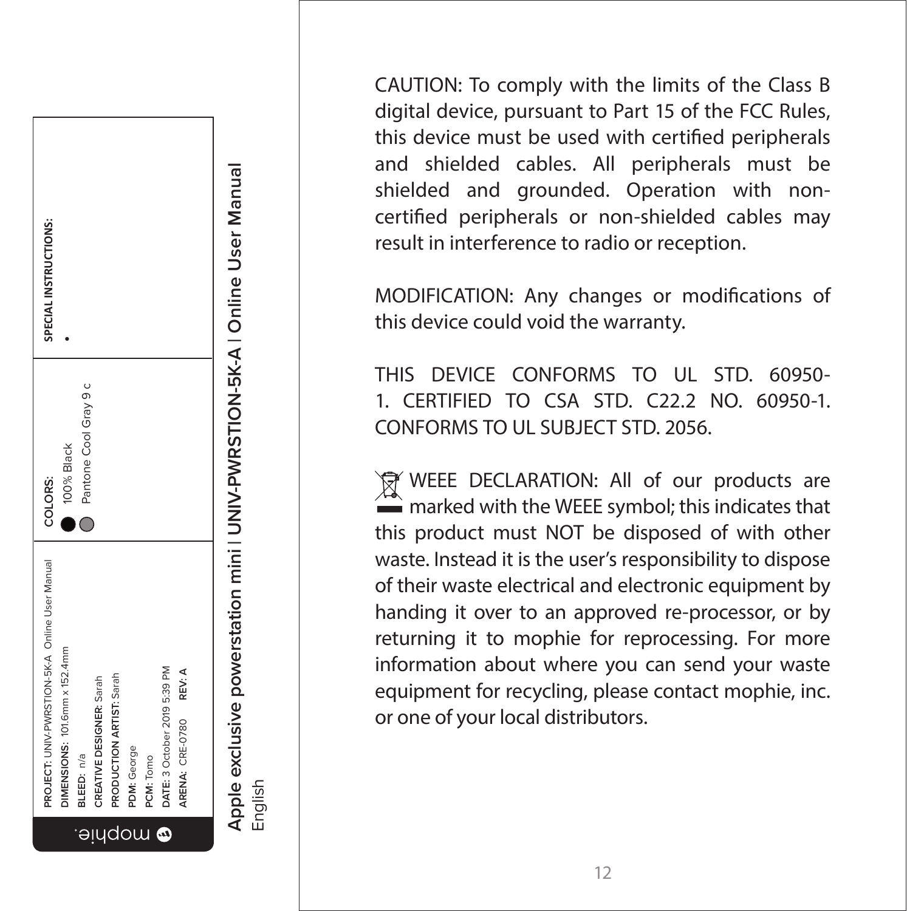CAUTION: To comply with the limits of the Class B digital device, pursuant to Part 15 of the FCC Rules, this device must be used with certified peripherals and shielded cables. All peripherals must be shielded and grounded. Operation with non-certified peripherals or non-shielded cables may result in interference to radio or reception.

MODIFICATION: Any changes or modifications of this device could void the warranty.

THIS DEVICE CONFORMS TO UL STD. 60950-1. CERTIFIED TO CSA STD. C22.2 NO. 60950-1. CONFORMS TO UL SUBJECT STD. 2056.

WEEE DECLARATION: All of our products are marked with the WEEE symbol; this indicates that this product must NOT be disposed of with other waste. Instead it is the user's responsibility to dispose of their waste electrical and electronic equipment by handing it over to an approved re-processor, or by returning it to mophie for reprocessing. For more information about where you can send your waste equipment for recycling, please contact mophie, inc. or one of your local distributors.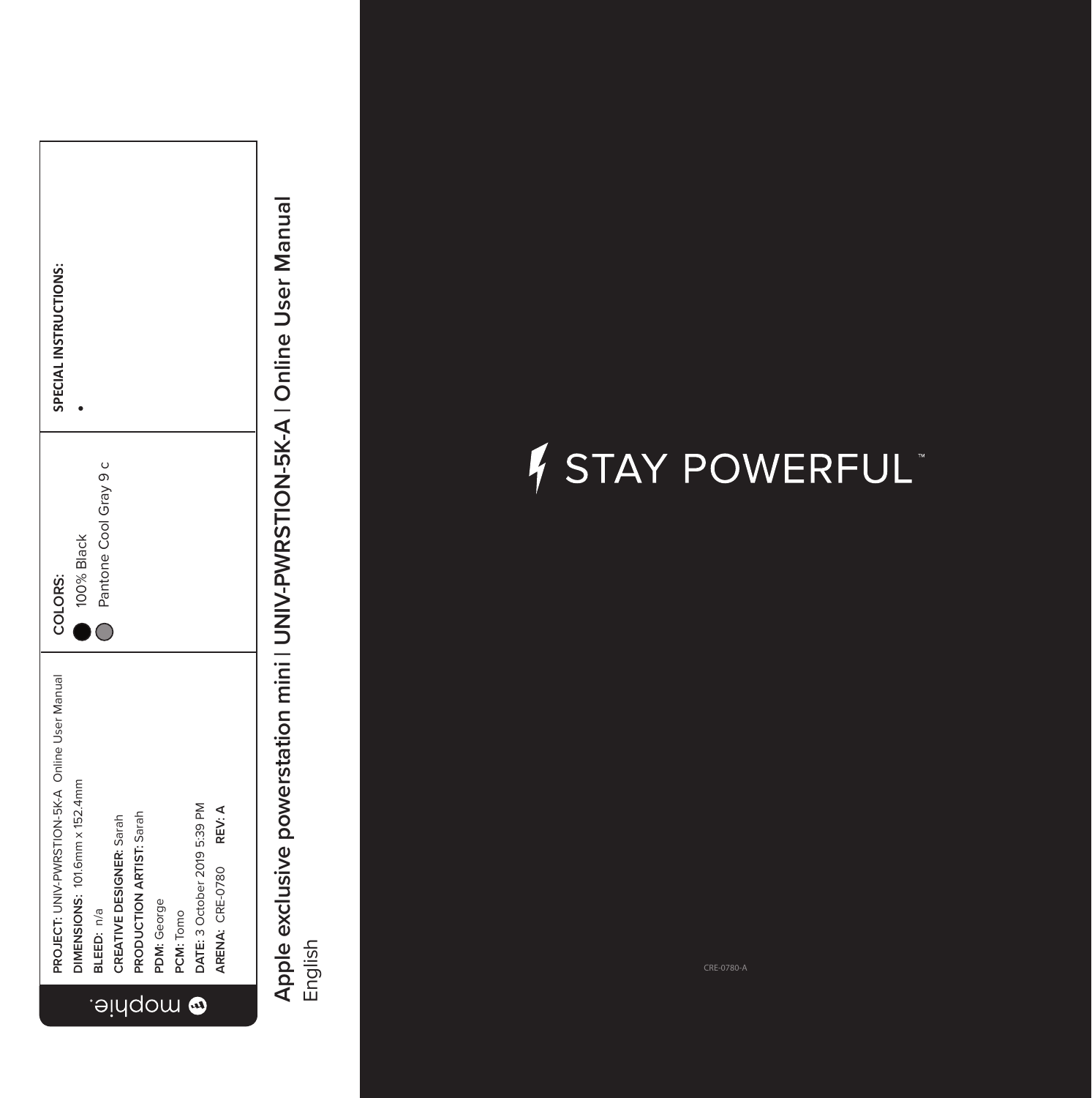mophie.

PROJECT: UNIV-PWRSTION-5K-A Online User Manual
DIMENSIONS: 101.6mm x 152.4mm
BLEED: n/a
CREATIVE DESIGNER: Sarah
PRODUCTION ARTIST: Sarah
PDM: George
PCM: Tomo
DATE: 3 October 2019 5:39 PM
ARENA: CRE-0780 REV: A

COLORS:
- 100% Black
- Pantone Cool Gray 9 c

SPECIAL INSTRUCTIONS:
-

Apple exclusive powerstation mini | UNIV-PWRSTION-5K-A | Online User Manual
English

STAY POWERFUL™

CRE-0780-A